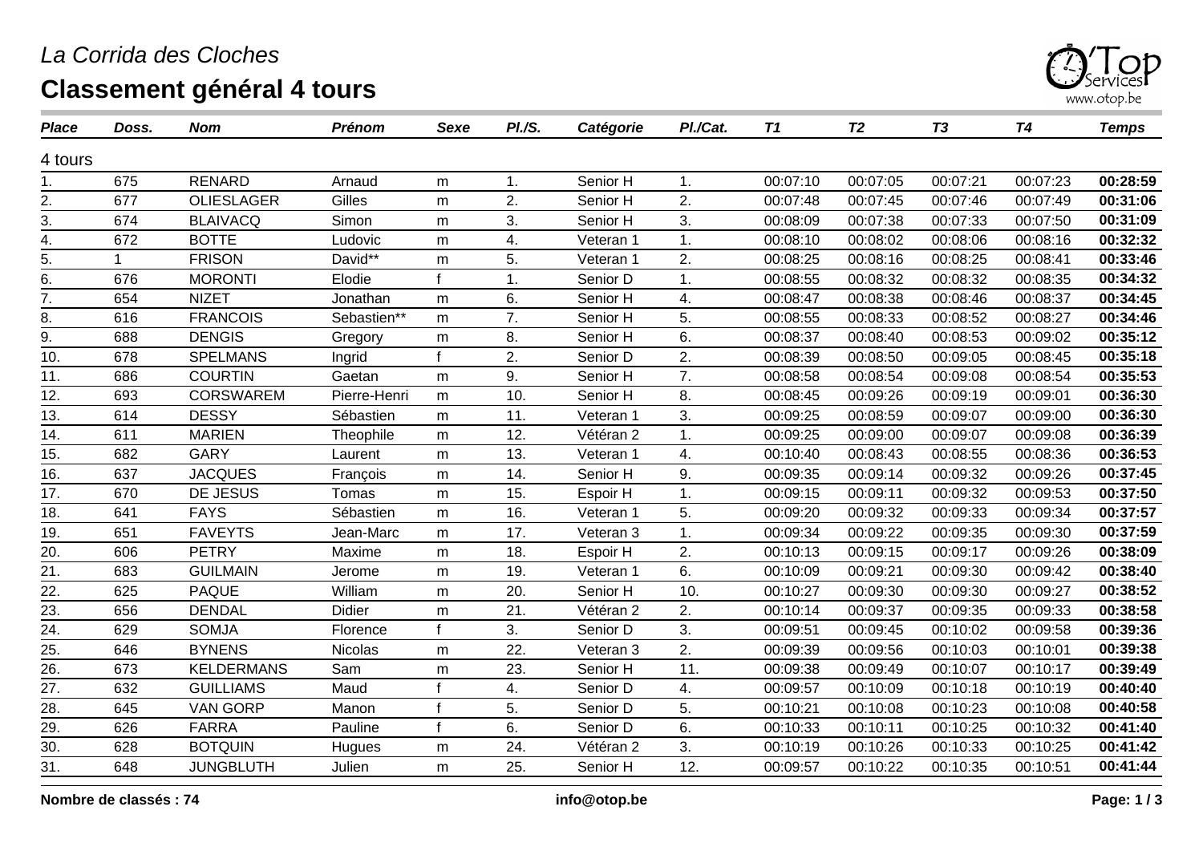*La Corrida des Cloches*

# Classement général 4 tours

| Place | Doss. | Nom | Prénom | Sexe | Pl./S. | Catégorie | Pl./Cat. | T1 | T2 | T3 | T4 | Temps |
|---|---|---|---|---|---|---|---|---|---|---|---|---|
| 4 tours | | | | | | | | | | | | |
| 1. | 675 | RENARD | Arnaud | m | 1. | Senior H | 1. | 00:07:10 | 00:07:05 | 00:07:21 | 00:07:23 | **00:28:59** |
| 2. | 677 | OLIESLAGER | Gilles | m | 2. | Senior H | 2. | 00:07:48 | 00:07:45 | 00:07:46 | 00:07:49 | **00:31:06** |
| 3. | 674 | BLAIVACQ | Simon | m | 3. | Senior H | 3. | 00:08:09 | 00:07:38 | 00:07:33 | 00:07:50 | **00:31:09** |
| 4. | 672 | BOTTE | Ludovic | m | 4. | Veteran 1 | 1. | 00:08:10 | 00:08:02 | 00:08:06 | 00:08:16 | **00:32:32** |
| 5. | 1 | FRISON | David** | m | 5. | Veteran 1 | 2. | 00:08:25 | 00:08:16 | 00:08:25 | 00:08:41 | **00:33:46** |
| 6. | 676 | MORONTI | Elodie | f | 1. | Senior D | 1. | 00:08:55 | 00:08:32 | 00:08:32 | 00:08:35 | **00:34:32** |
| 7. | 654 | NIZET | Jonathan | m | 6. | Senior H | 4. | 00:08:47 | 00:08:38 | 00:08:46 | 00:08:37 | **00:34:45** |
| 8. | 616 | FRANCOIS | Sebastien** | m | 7. | Senior H | 5. | 00:08:55 | 00:08:33 | 00:08:52 | 00:08:27 | **00:34:46** |
| 9. | 688 | DENGIS | Gregory | m | 8. | Senior H | 6. | 00:08:37 | 00:08:40 | 00:08:53 | 00:09:02 | **00:35:12** |
| 10. | 678 | SPELMANS | Ingrid | f | 2. | Senior D | 2. | 00:08:39 | 00:08:50 | 00:09:05 | 00:08:45 | **00:35:18** |
| 11. | 686 | COURTIN | Gaetan | m | 9. | Senior H | 7. | 00:08:58 | 00:08:54 | 00:09:08 | 00:08:54 | **00:35:53** |
| 12. | 693 | CORSWAREM | Pierre-Henri | m | 10. | Senior H | 8. | 00:08:45 | 00:09:26 | 00:09:19 | 00:09:01 | **00:36:30** |
| 13. | 614 | DESSY | Sébastien | m | 11. | Veteran 1 | 3. | 00:09:25 | 00:08:59 | 00:09:07 | 00:09:00 | **00:36:30** |
| 14. | 611 | MARIEN | Theophile | m | 12. | Vétéran 2 | 1. | 00:09:25 | 00:09:00 | 00:09:07 | 00:09:08 | **00:36:39** |
| 15. | 682 | GARY | Laurent | m | 13. | Veteran 1 | 4. | 00:10:40 | 00:08:43 | 00:08:55 | 00:08:36 | **00:36:53** |
| 16. | 637 | JACQUES | François | m | 14. | Senior H | 9. | 00:09:35 | 00:09:14 | 00:09:32 | 00:09:26 | **00:37:45** |
| 17. | 670 | DE JESUS | Tomas | m | 15. | Espoir H | 1. | 00:09:15 | 00:09:11 | 00:09:32 | 00:09:53 | **00:37:50** |
| 18. | 641 | FAYS | Sébastien | m | 16. | Veteran 1 | 5. | 00:09:20 | 00:09:32 | 00:09:33 | 00:09:34 | **00:37:57** |
| 19. | 651 | FAVEYTS | Jean-Marc | m | 17. | Veteran 3 | 1. | 00:09:34 | 00:09:22 | 00:09:35 | 00:09:30 | **00:37:59** |
| 20. | 606 | PETRY | Maxime | m | 18. | Espoir H | 2. | 00:10:13 | 00:09:15 | 00:09:17 | 00:09:26 | **00:38:09** |
| 21. | 683 | GUILMAIN | Jerome | m | 19. | Veteran 1 | 6. | 00:10:09 | 00:09:21 | 00:09:30 | 00:09:42 | **00:38:40** |
| 22. | 625 | PAQUE | William | m | 20. | Senior H | 10. | 00:10:27 | 00:09:30 | 00:09:30 | 00:09:27 | **00:38:52** |
| 23. | 656 | DENDAL | Didier | m | 21. | Vétéran 2 | 2. | 00:10:14 | 00:09:37 | 00:09:35 | 00:09:33 | **00:38:58** |
| 24. | 629 | SOMJA | Florence | f | 3. | Senior D | 3. | 00:09:51 | 00:09:45 | 00:10:02 | 00:09:58 | **00:39:36** |
| 25. | 646 | BYNENS | Nicolas | m | 22. | Veteran 3 | 2. | 00:09:39 | 00:09:56 | 00:10:03 | 00:10:01 | **00:39:38** |
| 26. | 673 | KELDERMANS | Sam | m | 23. | Senior H | 11. | 00:09:38 | 00:09:49 | 00:10:07 | 00:10:17 | **00:39:49** |
| 27. | 632 | GUILLIAMS | Maud | f | 4. | Senior D | 4. | 00:09:57 | 00:10:09 | 00:10:18 | 00:10:19 | **00:40:40** |
| 28. | 645 | VAN GORP | Manon | f | 5. | Senior D | 5. | 00:10:21 | 00:10:08 | 00:10:23 | 00:10:08 | **00:40:58** |
| 29. | 626 | FARRA | Pauline | f | 6. | Senior D | 6. | 00:10:33 | 00:10:11 | 00:10:25 | 00:10:32 | **00:41:40** |
| 30. | 628 | BOTQUIN | Hugues | m | 24. | Vétéran 2 | 3. | 00:10:19 | 00:10:26 | 00:10:33 | 00:10:25 | **00:41:42** |
| 31. | 648 | JUNGBLUTH | Julien | m | 25. | Senior H | 12. | 00:09:57 | 00:10:22 | 00:10:35 | 00:10:51 | **00:41:44** |

**Nombre de classés : 74**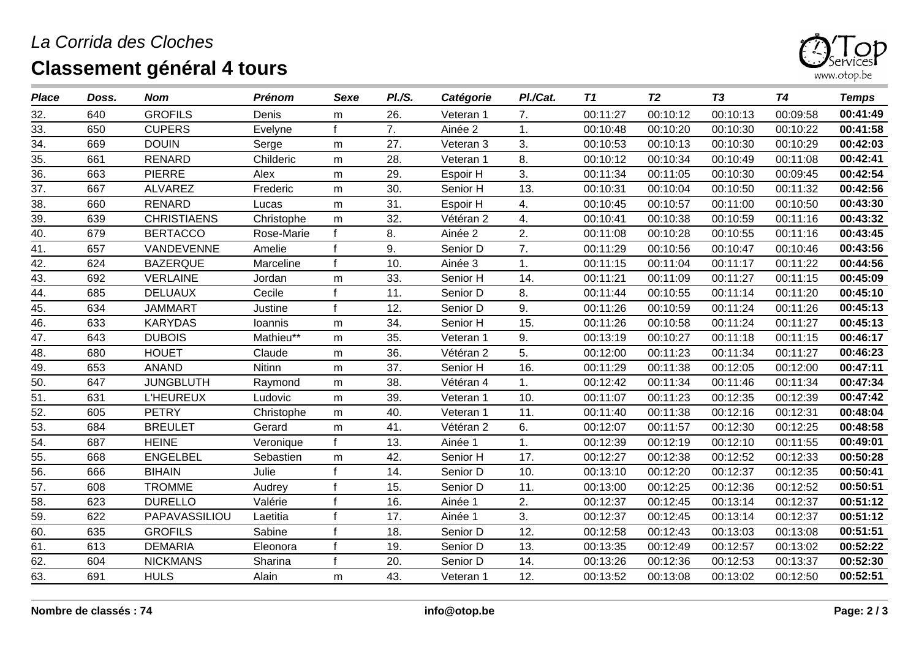*La Corrida des Cloches*

# Classement général 4 tours

| *Place* | *Doss.* | *Nom* | *Prénom* | *Sexe* | *Pl./S.* | *Catégorie* | *Pl./Cat.* | *T1* | *T2* | *T3* | *T4* | *Temps* |
|---|---|---|---|---|---|---|---|---|---|---|---|---|
| 32. | 640 | GROFILS | Denis | m | 26. | Veteran 1 | 7. | 00:11:27 | 00:10:12 | 00:10:13 | 00:09:58 | **00:41:49** |
| 33. | 650 | CUPERS | Evelyne | f | 7. | Ainée 2 | 1. | 00:10:48 | 00:10:20 | 00:10:30 | 00:10:22 | **00:41:58** |
| 34. | 669 | DOUIN | Serge | m | 27. | Veteran 3 | 3. | 00:10:53 | 00:10:13 | 00:10:30 | 00:10:29 | **00:42:03** |
| 35. | 661 | RENARD | Childeric | m | 28. | Veteran 1 | 8. | 00:10:12 | 00:10:34 | 00:10:49 | 00:11:08 | **00:42:41** |
| 36. | 663 | PIERRE | Alex | m | 29. | Espoir H | 3. | 00:11:34 | 00:11:05 | 00:10:30 | 00:09:45 | **00:42:54** |
| 37. | 667 | ALVAREZ | Frederic | m | 30. | Senior H | 13. | 00:10:31 | 00:10:04 | 00:10:50 | 00:11:32 | **00:42:56** |
| 38. | 660 | RENARD | Lucas | m | 31. | Espoir H | 4. | 00:10:45 | 00:10:57 | 00:11:00 | 00:10:50 | **00:43:30** |
| 39. | 639 | CHRISTIAENS | Christophe | m | 32. | Vétéran 2 | 4. | 00:10:41 | 00:10:38 | 00:10:59 | 00:11:16 | **00:43:32** |
| 40. | 679 | BERTACCO | Rose-Marie | f | 8. | Ainée 2 | 2. | 00:11:08 | 00:10:28 | 00:10:55 | 00:11:16 | **00:43:45** |
| 41. | 657 | VANDEVENNE | Amelie | f | 9. | Senior D | 7. | 00:11:29 | 00:10:56 | 00:10:47 | 00:10:46 | **00:43:56** |
| 42. | 624 | BAZERQUE | Marceline | f | 10. | Ainée 3 | 1. | 00:11:15 | 00:11:04 | 00:11:17 | 00:11:22 | **00:44:56** |
| 43. | 692 | VERLAINE | Jordan | m | 33. | Senior H | 14. | 00:11:21 | 00:11:09 | 00:11:27 | 00:11:15 | **00:45:09** |
| 44. | 685 | DELUAUX | Cecile | f | 11. | Senior D | 8. | 00:11:44 | 00:10:55 | 00:11:14 | 00:11:20 | **00:45:10** |
| 45. | 634 | JAMMART | Justine | f | 12. | Senior D | 9. | 00:11:26 | 00:10:59 | 00:11:24 | 00:11:26 | **00:45:13** |
| 46. | 633 | KARYDAS | Ioannis | m | 34. | Senior H | 15. | 00:11:26 | 00:10:58 | 00:11:24 | 00:11:27 | **00:45:13** |
| 47. | 643 | DUBOIS | Mathieu** | m | 35. | Veteran 1 | 9. | 00:13:19 | 00:10:27 | 00:11:18 | 00:11:15 | **00:46:17** |
| 48. | 680 | HOUET | Claude | m | 36. | Vétéran 2 | 5. | 00:12:00 | 00:11:23 | 00:11:34 | 00:11:27 | **00:46:23** |
| 49. | 653 | ANAND | Nitinn | m | 37. | Senior H | 16. | 00:11:29 | 00:11:38 | 00:12:05 | 00:12:00 | **00:47:11** |
| 50. | 647 | JUNGBLUTH | Raymond | m | 38. | Vétéran 4 | 1. | 00:12:42 | 00:11:34 | 00:11:46 | 00:11:34 | **00:47:34** |
| 51. | 631 | L'HEUREUX | Ludovic | m | 39. | Veteran 1 | 10. | 00:11:07 | 00:11:23 | 00:12:35 | 00:12:39 | **00:47:42** |
| 52. | 605 | PETRY | Christophe | m | 40. | Veteran 1 | 11. | 00:11:40 | 00:11:38 | 00:12:16 | 00:12:31 | **00:48:04** |
| 53. | 684 | BREULET | Gerard | m | 41. | Vétéran 2 | 6. | 00:12:07 | 00:11:57 | 00:12:30 | 00:12:25 | **00:48:58** |
| 54. | 687 | HEINE | Veronique | f | 13. | Ainée 1 | 1. | 00:12:39 | 00:12:19 | 00:12:10 | 00:11:55 | **00:49:01** |
| 55. | 668 | ENGELBEL | Sebastien | m | 42. | Senior H | 17. | 00:12:27 | 00:12:38 | 00:12:52 | 00:12:33 | **00:50:28** |
| 56. | 666 | BIHAIN | Julie | f | 14. | Senior D | 10. | 00:13:10 | 00:12:20 | 00:12:37 | 00:12:35 | **00:50:41** |
| 57. | 608 | TROMME | Audrey | f | 15. | Senior D | 11. | 00:13:00 | 00:12:25 | 00:12:36 | 00:12:52 | **00:50:51** |
| 58. | 623 | DURELLO | Valérie | f | 16. | Ainée 1 | 2. | 00:12:37 | 00:12:45 | 00:13:14 | 00:12:37 | **00:51:12** |
| 59. | 622 | PAPAVASSILIOU | Laetitia | f | 17. | Ainée 1 | 3. | 00:12:37 | 00:12:45 | 00:13:14 | 00:12:37 | **00:51:12** |
| 60. | 635 | GROFILS | Sabine | f | 18. | Senior D | 12. | 00:12:58 | 00:12:43 | 00:13:03 | 00:13:08 | **00:51:51** |
| 61. | 613 | DEMARIA | Eleonora | f | 19. | Senior D | 13. | 00:13:35 | 00:12:49 | 00:12:57 | 00:13:02 | **00:52:22** |
| 62. | 604 | NICKMANS | Sharina | f | 20. | Senior D | 14. | 00:13:26 | 00:12:36 | 00:12:53 | 00:13:37 | **00:52:30** |
| 63. | 691 | HULS | Alain | m | 43. | Veteran 1 | 12. | 00:13:52 | 00:13:08 | 00:13:02 | 00:12:50 | **00:52:51** |

**Nombre de classés : 74**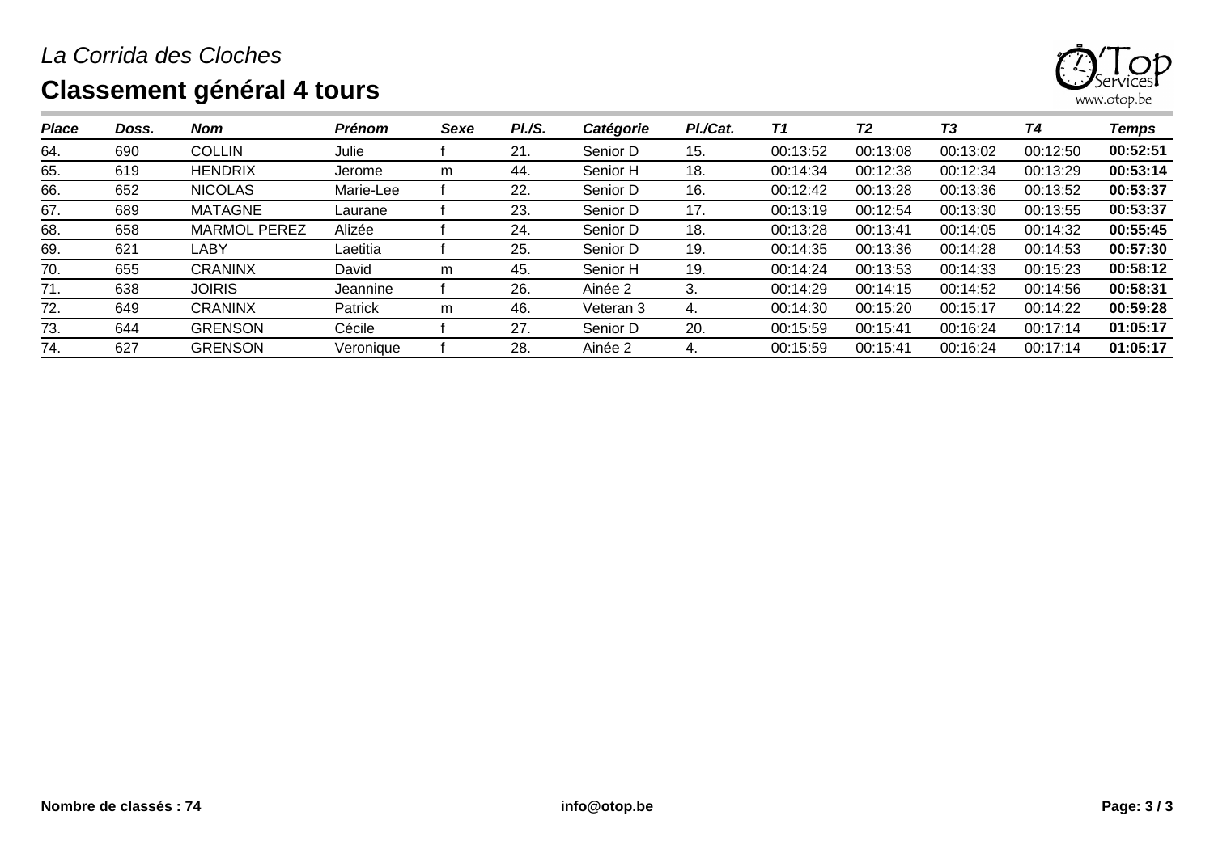*La Corrida des Cloches*

# Classement général 4 tours

| ***Place*** | ***Doss.*** | ***Nom*** | ***Prénom*** | ***Sexe*** | ***Pl./S.*** | ***Catégorie*** | ***Pl./Cat.*** | ***T1*** | ***T2*** | ***T3*** | ***T4*** | ***Temps*** |
|---|---|---|---|---|---|---|---|---|---|---|---|---|
| 64. | 690 | COLLIN | Julie | f | 21. | Senior D | 15. | 00:13:52 | 00:13:08 | 00:13:02 | 00:12:50 | **00:52:51** |
| 65. | 619 | HENDRIX | Jerome | m | 44. | Senior H | 18. | 00:14:34 | 00:12:38 | 00:12:34 | 00:13:29 | **00:53:14** |
| 66. | 652 | NICOLAS | Marie-Lee | f | 22. | Senior D | 16. | 00:12:42 | 00:13:28 | 00:13:36 | 00:13:52 | **00:53:37** |
| 67. | 689 | MATAGNE | Laurane | f | 23. | Senior D | 17. | 00:13:19 | 00:12:54 | 00:13:30 | 00:13:55 | **00:53:37** |
| 68. | 658 | MARMOL PEREZ | Alizée | f | 24. | Senior D | 18. | 00:13:28 | 00:13:41 | 00:14:05 | 00:14:32 | **00:55:45** |
| 69. | 621 | LABY | Laetitia | f | 25. | Senior D | 19. | 00:14:35 | 00:13:36 | 00:14:28 | 00:14:53 | **00:57:30** |
| 70. | 655 | CRANINX | David | m | 45. | Senior H | 19. | 00:14:24 | 00:13:53 | 00:14:33 | 00:15:23 | **00:58:12** |
| 71. | 638 | JOIRIS | Jeannine | f | 26. | Ainée 2 | 3. | 00:14:29 | 00:14:15 | 00:14:52 | 00:14:56 | **00:58:31** |
| 72. | 649 | CRANINX | Patrick | m | 46. | Veteran 3 | 4. | 00:14:30 | 00:15:20 | 00:15:17 | 00:14:22 | **00:59:28** |
| 73. | 644 | GRENSON | Cécile | f | 27. | Senior D | 20. | 00:15:59 | 00:15:41 | 00:16:24 | 00:17:14 | **01:05:17** |
| 74. | 627 | GRENSON | Veronique | f | 28. | Ainée 2 | 4. | 00:15:59 | 00:15:41 | 00:16:24 | 00:17:14 | **01:05:17** |

**Nombre de classés : 74**

**info@otop.be**